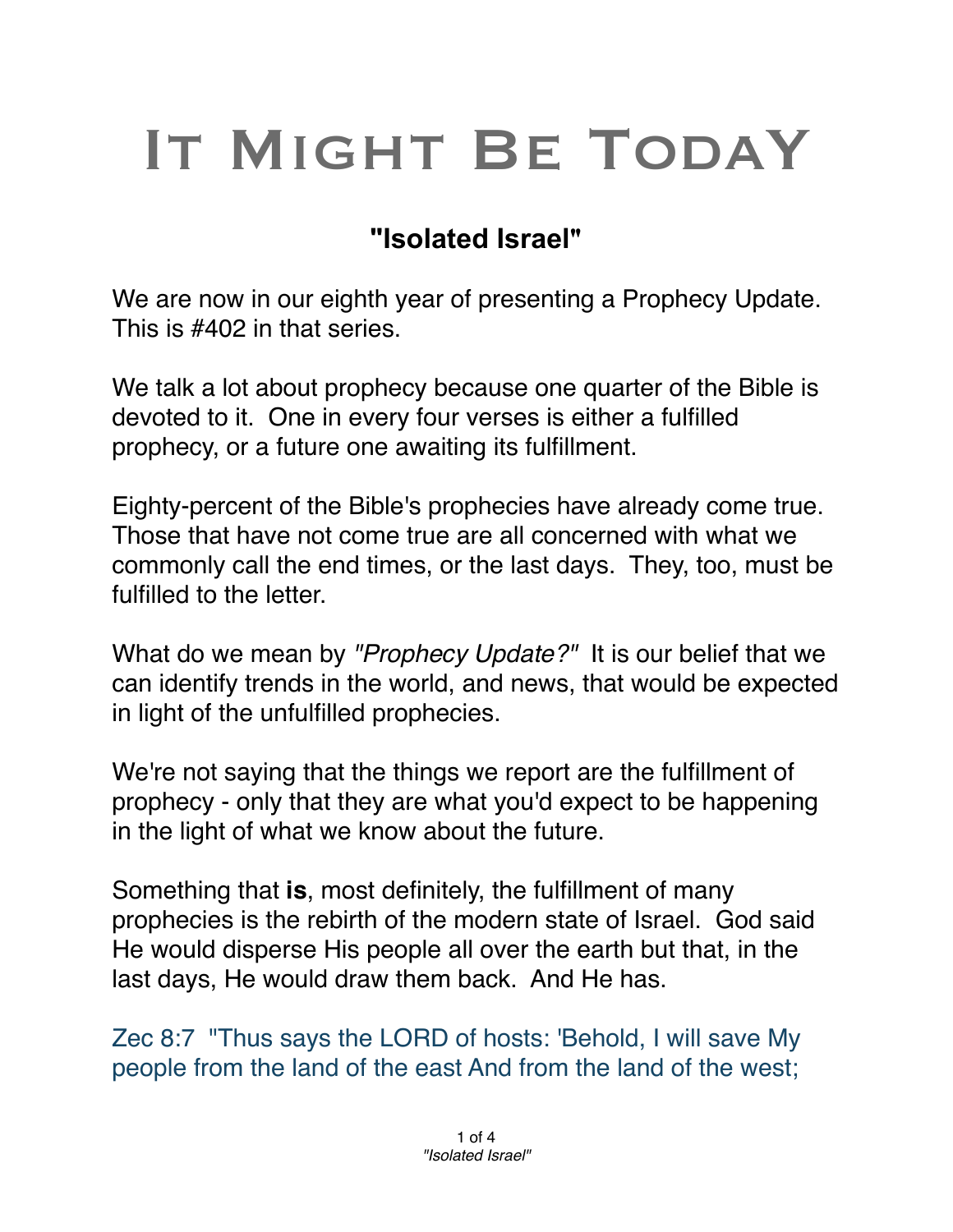# It Might Be Today

## "Isolated Israel"

We are now in our eighth year of presenting a Prophecy Update. This is #402 in that series.

We talk a lot about prophecy because one quarter of the Bible is devoted to it. One in every four verses is either a fulfilled prophecy, or a future one awaiting its fulfillment.

Eighty-percent of the Bible's prophecies have already come true. Those that have not come true are all concerned with what we commonly call the end times, or the last days. They, too, must be fulfilled to the letter.

What do we mean by *"Prophecy Update?"* It is our belief that we can identify trends in the world, and news, that would be expected in light of the unfulfilled prophecies.

We're not saying that the things we report are the fulfillment of prophecy - only that they are what you'd expect to be happening in the light of what we know about the future.

Something that **is**, most definitely, the fulfillment of many prophecies is the rebirth of the modern state of Israel. God said He would disperse His people all over the earth but that, in the last days, He would draw them back. And He has.

Zec 8:7 "Thus says the LORD of hosts: 'Behold, I will save My people from the land of the east And from the land of the west;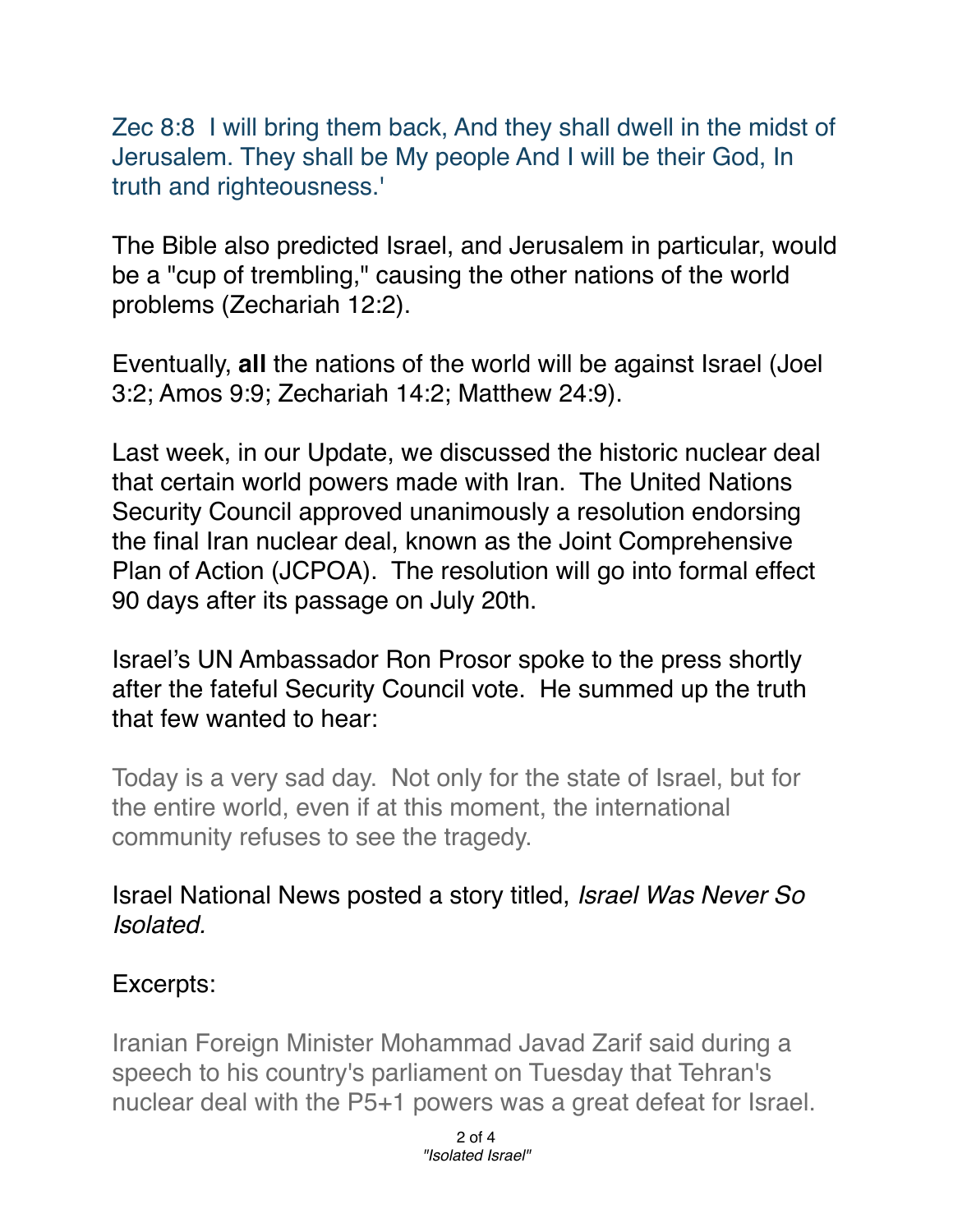Zec 8:8  I will bring them back, And they shall dwell in the midst of Jerusalem. They shall be My people And I will be their God, In truth and righteousness.'

The Bible also predicted Israel, and Jerusalem in particular, would be a "cup of trembling," causing the other nations of the world problems (Zechariah 12:2).

Eventually, **all** the nations of the world will be against Israel (Joel 3:2; Amos 9:9; Zechariah 14:2; Matthew 24:9).

Last week, in our Update, we discussed the historic nuclear deal that certain world powers made with Iran.  The United Nations Security Council approved unanimously a resolution endorsing the final Iran nuclear deal, known as the Joint Comprehensive Plan of Action (JCPOA).  The resolution will go into formal effect 90 days after its passage on July 20th.

Israel's UN Ambassador Ron Prosor spoke to the press shortly after the fateful Security Council vote.  He summed up the truth that few wanted to hear:

> Today is a very sad day.  Not only for the state of Israel, but for the entire world, even if at this moment, the international community refuses to see the tragedy.

Israel National News posted a story titled, *Israel Was Never So Isolated.*

Excerpts:

> Iranian Foreign Minister Mohammad Javad Zarif said during a speech to his country's parliament on Tuesday that Tehran's nuclear deal with the P5+1 powers was a great defeat for Israel.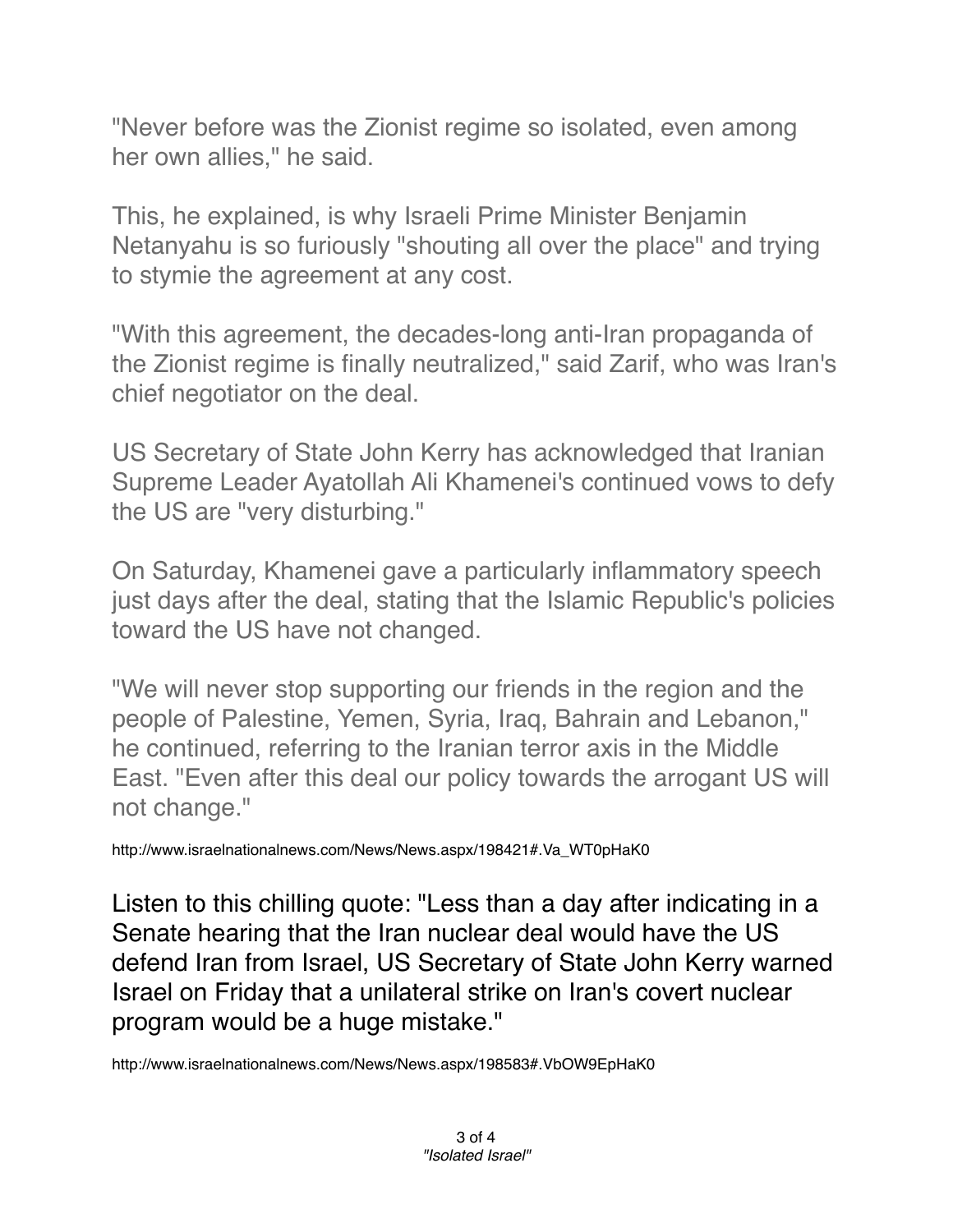"Never before was the Zionist regime so isolated, even among her own allies," he said.

This, he explained, is why Israeli Prime Minister Benjamin Netanyahu is so furiously "shouting all over the place" and trying to stymie the agreement at any cost.

"With this agreement, the decades-long anti-Iran propaganda of the Zionist regime is finally neutralized," said Zarif, who was Iran's chief negotiator on the deal.

US Secretary of State John Kerry has acknowledged that Iranian Supreme Leader Ayatollah Ali Khamenei's continued vows to defy the US are "very disturbing."

On Saturday, Khamenei gave a particularly inflammatory speech just days after the deal, stating that the Islamic Republic's policies toward the US have not changed.

"We will never stop supporting our friends in the region and the people of Palestine, Yemen, Syria, Iraq, Bahrain and Lebanon," he continued, referring to the Iranian terror axis in the Middle East. "Even after this deal our policy towards the arrogant US will not change."

http://www.israelnationalnews.com/News/News.aspx/198421#.Va_WT0pHaK0

Listen to this chilling quote: "Less than a day after indicating in a Senate hearing that the Iran nuclear deal would have the US defend Iran from Israel, US Secretary of State John Kerry warned Israel on Friday that a unilateral strike on Iran's covert nuclear program would be a huge mistake."

http://www.israelnationalnews.com/News/News.aspx/198583#.VbOW9EpHaK0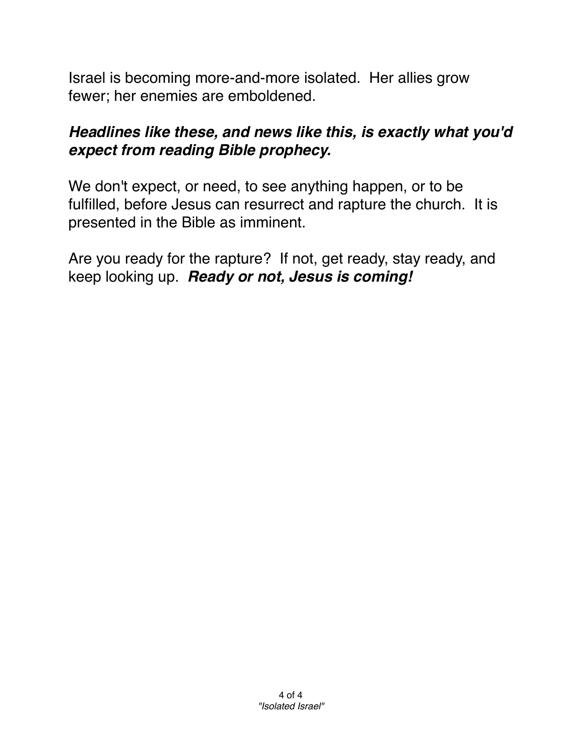Israel is becoming more-and-more isolated. Her allies grow fewer; her enemies are emboldened.

***Headlines like these, and news like this, is exactly what you'd expect from reading Bible prophecy.***

We don't expect, or need, to see anything happen, or to be fulfilled, before Jesus can resurrect and rapture the church. It is presented in the Bible as imminent.

Are you ready for the rapture? If not, get ready, stay ready, and keep looking up. ***Ready or not, Jesus is coming!***